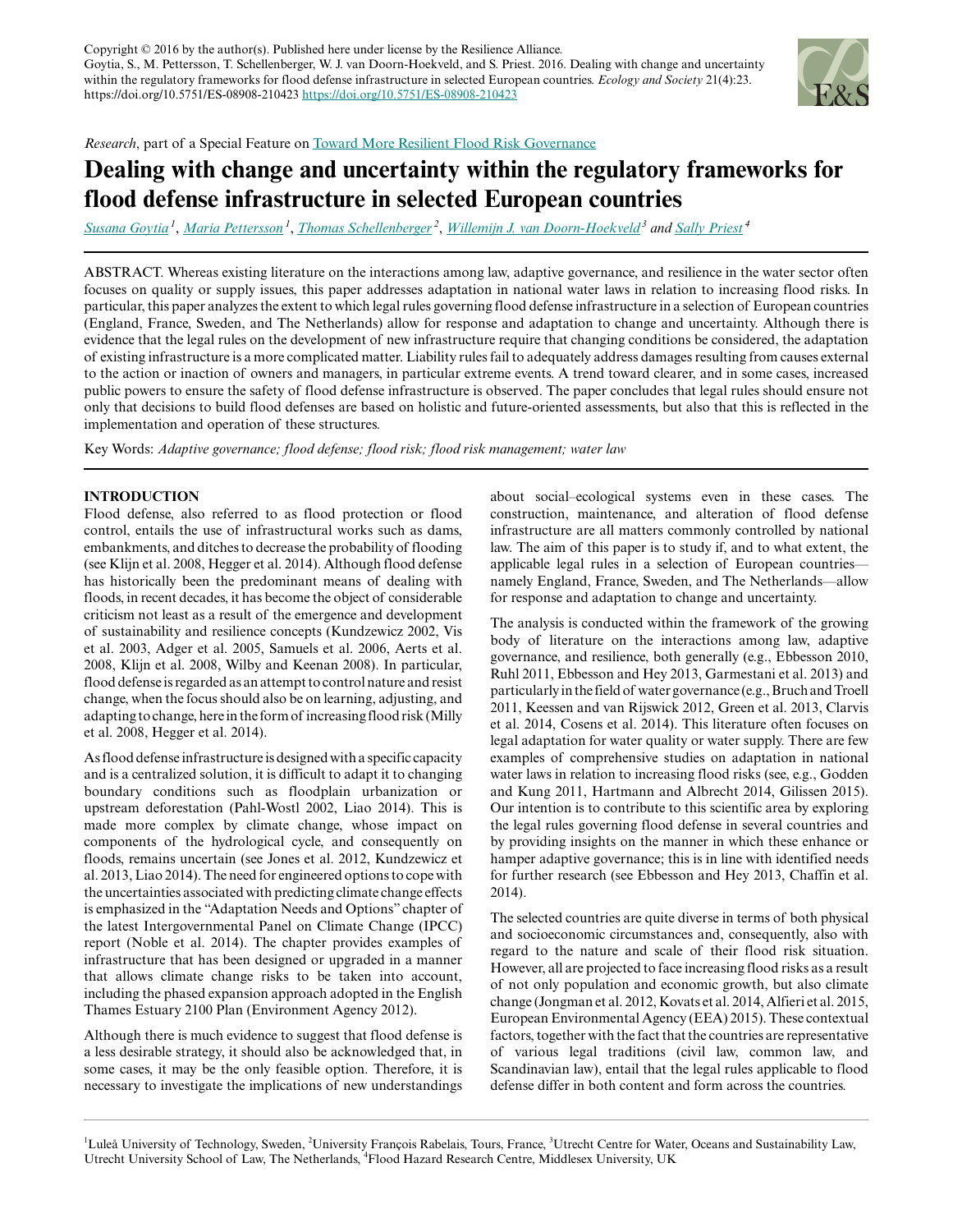Copyright © 2016 by the author(s). Published here under license by the Resilience Alliance.
Goytia, S., M. Pettersson, T. Schellenberger, W. J. van Doorn-Hoekveld, and S. Priest. 2016. Dealing with change and uncertainty within the regulatory frameworks for flood defense infrastructure in selected European countries. *Ecology and Society* 21(4):23. https://doi.org/10.5751/ES-08908-210423 https://doi.org/10.5751/ES-08908-210423

*Research*, part of a Special Feature on Toward More Resilient Flood Risk Governance

# Dealing with change and uncertainty within the regulatory frameworks for flood defense infrastructure in selected European countries

*Susana Goytia*[1], *Maria Pettersson*[1], *Thomas Schellenberger*[2], *Willemijn J. van Doorn-Hoekveld*[3] and *Sally Priest*[4]

ABSTRACT. Whereas existing literature on the interactions among law, adaptive governance, and resilience in the water sector often focuses on quality or supply issues, this paper addresses adaptation in national water laws in relation to increasing flood risks. In particular, this paper analyzes the extent to which legal rules governing flood defense infrastructure in a selection of European countries (England, France, Sweden, and The Netherlands) allow for response and adaptation to change and uncertainty. Although there is evidence that the legal rules on the development of new infrastructure require that changing conditions be considered, the adaptation of existing infrastructure is a more complicated matter. Liability rules fail to adequately address damages resulting from causes external to the action or inaction of owners and managers, in particular extreme events. A trend toward clearer, and in some cases, increased public powers to ensure the safety of flood defense infrastructure is observed. The paper concludes that legal rules should ensure not only that decisions to build flood defenses are based on holistic and future-oriented assessments, but also that this is reflected in the implementation and operation of these structures.

Key Words: *Adaptive governance; flood defense; flood risk; flood risk management; water law*

## INTRODUCTION

Flood defense, also referred to as flood protection or flood control, entails the use of infrastructural works such as dams, embankments, and ditches to decrease the probability of flooding (see Klijn et al. 2008, Hegger et al. 2014). Although flood defense has historically been the predominant means of dealing with floods, in recent decades, it has become the object of considerable criticism not least as a result of the emergence and development of sustainability and resilience concepts (Kundzewicz 2002, Vis et al. 2003, Adger et al. 2005, Samuels et al. 2006, Aerts et al. 2008, Klijn et al. 2008, Wilby and Keenan 2008). In particular, flood defense is regarded as an attempt to control nature and resist change, when the focus should also be on learning, adjusting, and adapting to change, here in the form of increasing flood risk (Milly et al. 2008, Hegger et al. 2014).

As flood defense infrastructure is designed with a specific capacity and is a centralized solution, it is difficult to adapt it to changing boundary conditions such as floodplain urbanization or upstream deforestation (Pahl-Wostl 2002, Liao 2014). This is made more complex by climate change, whose impact on components of the hydrological cycle, and consequently on floods, remains uncertain (see Jones et al. 2012, Kundzewicz et al. 2013, Liao 2014). The need for engineered options to cope with the uncertainties associated with predicting climate change effects is emphasized in the "Adaptation Needs and Options" chapter of the latest Intergovernmental Panel on Climate Change (IPCC) report (Noble et al. 2014). The chapter provides examples of infrastructure that has been designed or upgraded in a manner that allows climate change risks to be taken into account, including the phased expansion approach adopted in the English Thames Estuary 2100 Plan (Environment Agency 2012).

Although there is much evidence to suggest that flood defense is a less desirable strategy, it should also be acknowledged that, in some cases, it may be the only feasible option. Therefore, it is necessary to investigate the implications of new understandings about social–ecological systems even in these cases. The construction, maintenance, and alteration of flood defense infrastructure are all matters commonly controlled by national law. The aim of this paper is to study if, and to what extent, the applicable legal rules in a selection of European countries—namely England, France, Sweden, and The Netherlands—allow for response and adaptation to change and uncertainty.

The analysis is conducted within the framework of the growing body of literature on the interactions among law, adaptive governance, and resilience, both generally (e.g., Ebbesson 2010, Ruhl 2011, Ebbesson and Hey 2013, Garmestani et al. 2013) and particularly in the field of water governance (e.g., Bruch and Troell 2011, Keessen and van Rijswick 2012, Green et al. 2013, Clarvis et al. 2014, Cosens et al. 2014). This literature often focuses on legal adaptation for water quality or water supply. There are few examples of comprehensive studies on adaptation in national water laws in relation to increasing flood risks (see, e.g., Godden and Kung 2011, Hartmann and Albrecht 2014, Gilissen 2015). Our intention is to contribute to this scientific area by exploring the legal rules governing flood defense in several countries and by providing insights on the manner in which these enhance or hamper adaptive governance; this is in line with identified needs for further research (see Ebbesson and Hey 2013, Chaffin et al. 2014).

The selected countries are quite diverse in terms of both physical and socioeconomic circumstances and, consequently, also with regard to the nature and scale of their flood risk situation. However, all are projected to face increasing flood risks as a result of not only population and economic growth, but also climate change (Jongman et al. 2012, Kovats et al. 2014, Alfieri et al. 2015, European Environmental Agency (EEA) 2015). These contextual factors, together with the fact that the countries are representative of various legal traditions (civil law, common law, and Scandinavian law), entail that the legal rules applicable to flood defense differ in both content and form across the countries.

[1]Luleå University of Technology, Sweden, [2]University François Rabelais, Tours, France, [3]Utrecht Centre for Water, Oceans and Sustainability Law, Utrecht University School of Law, The Netherlands, [4]Flood Hazard Research Centre, Middlesex University, UK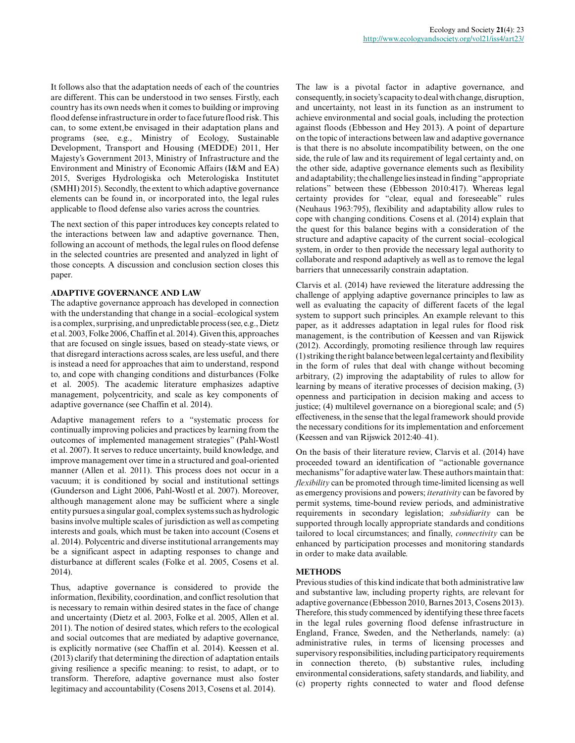It follows also that the adaptation needs of each of the countries are different. This can be understood in two senses. Firstly, each country has its own needs when it comes to building or improving flood defense infrastructure in order to face future flood risk. This can, to some extent,be envisaged in their adaptation plans and programs (see, e.g., Ministry of Ecology, Sustainable Development, Transport and Housing (MEDDE) 2011, Her Majesty's Government 2013, Ministry of Infrastructure and the Environment and Ministry of Economic Affairs (I&M and EA) 2015, Sveriges Hydrologiska och Meterologiska Institutet (SMHI) 2015). Secondly, the extent to which adaptive governance elements can be found in, or incorporated into, the legal rules applicable to flood defense also varies across the countries.

The next section of this paper introduces key concepts related to the interactions between law and adaptive governance. Then, following an account of methods, the legal rules on flood defense in the selected countries are presented and analyzed in light of those concepts. A discussion and conclusion section closes this paper.

## ADAPTIVE GOVERNANCE AND LAW

The adaptive governance approach has developed in connection with the understanding that change in a social–ecological system is a complex, surprising, and unpredictable process (see, e.g., Dietz et al. 2003, Folke 2006, Chaffin et al. 2014). Given this, approaches that are focused on single issues, based on steady-state views, or that disregard interactions across scales, are less useful, and there is instead a need for approaches that aim to understand, respond to, and cope with changing conditions and disturbances (Folke et al. 2005). The academic literature emphasizes adaptive management, polycentricity, and scale as key components of adaptive governance (see Chaffin et al. 2014).

Adaptive management refers to a "systematic process for continually improving policies and practices by learning from the outcomes of implemented management strategies" (Pahl-Wostl et al. 2007). It serves to reduce uncertainty, build knowledge, and improve management over time in a structured and goal-oriented manner (Allen et al. 2011). This process does not occur in a vacuum; it is conditioned by social and institutional settings (Gunderson and Light 2006, Pahl-Wostl et al. 2007). Moreover, although management alone may be sufficient where a single entity pursues a singular goal, complex systems such as hydrologic basins involve multiple scales of jurisdiction as well as competing interests and goals, which must be taken into account (Cosens et al. 2014). Polycentric and diverse institutional arrangements may be a significant aspect in adapting responses to change and disturbance at different scales (Folke et al. 2005, Cosens et al. 2014).

Thus, adaptive governance is considered to provide the information, flexibility, coordination, and conflict resolution that is necessary to remain within desired states in the face of change and uncertainty (Dietz et al. 2003, Folke et al. 2005, Allen et al. 2011). The notion of desired states, which refers to the ecological and social outcomes that are mediated by adaptive governance, is explicitly normative (see Chaffin et al. 2014). Keessen et al. (2013) clarify that determining the direction of adaptation entails giving resilience a specific meaning: to resist, to adapt, or to transform. Therefore, adaptive governance must also foster legitimacy and accountability (Cosens 2013, Cosens et al. 2014).

The law is a pivotal factor in adaptive governance, and consequently, in society's capacity to deal with change, disruption, and uncertainty, not least in its function as an instrument to achieve environmental and social goals, including the protection against floods (Ebbesson and Hey 2013). A point of departure on the topic of interactions between law and adaptive governance is that there is no absolute incompatibility between, on the one side, the rule of law and its requirement of legal certainty and, on the other side, adaptive governance elements such as flexibility and adaptability; the challenge lies instead in finding "appropriate relations" between these (Ebbesson 2010:417). Whereas legal certainty provides for "clear, equal and foreseeable" rules (Neuhaus 1963:795), flexibility and adaptability allow rules to cope with changing conditions. Cosens et al. (2014) explain that the quest for this balance begins with a consideration of the structure and adaptive capacity of the current social–ecological system, in order to then provide the necessary legal authority to collaborate and respond adaptively as well as to remove the legal barriers that unnecessarily constrain adaptation.

Clarvis et al. (2014) have reviewed the literature addressing the challenge of applying adaptive governance principles to law as well as evaluating the capacity of different facets of the legal system to support such principles. An example relevant to this paper, as it addresses adaptation in legal rules for flood risk management, is the contribution of Keessen and van Rijswick (2012). Accordingly, promoting resilience through law requires (1) striking the right balance between legal certainty and flexibility in the form of rules that deal with change without becoming arbitrary, (2) improving the adaptability of rules to allow for learning by means of iterative processes of decision making, (3) openness and participation in decision making and access to justice; (4) multilevel governance on a bioregional scale; and (5) effectiveness, in the sense that the legal framework should provide the necessary conditions for its implementation and enforcement (Keessen and van Rijswick 2012:40–41).

On the basis of their literature review, Clarvis et al. (2014) have proceeded toward an identification of "actionable governance mechanisms" for adaptive water law. These authors maintain that: *flexibility* can be promoted through time-limited licensing as well as emergency provisions and powers; *iterativity* can be favored by permit systems, time-bound review periods, and administrative requirements in secondary legislation; *subsidiarity* can be supported through locally appropriate standards and conditions tailored to local circumstances; and finally, *connectivity* can be enhanced by participation processes and monitoring standards in order to make data available.

## METHODS

Previous studies of this kind indicate that both administrative law and substantive law, including property rights, are relevant for adaptive governance (Ebbesson 2010, Barnes 2013, Cosens 2013). Therefore, this study commenced by identifying these three facets in the legal rules governing flood defense infrastructure in England, France, Sweden, and the Netherlands, namely: (a) administrative rules, in terms of licensing processes and supervisory responsibilities, including participatory requirements in connection thereto, (b) substantive rules, including environmental considerations, safety standards, and liability, and (c) property rights connected to water and flood defense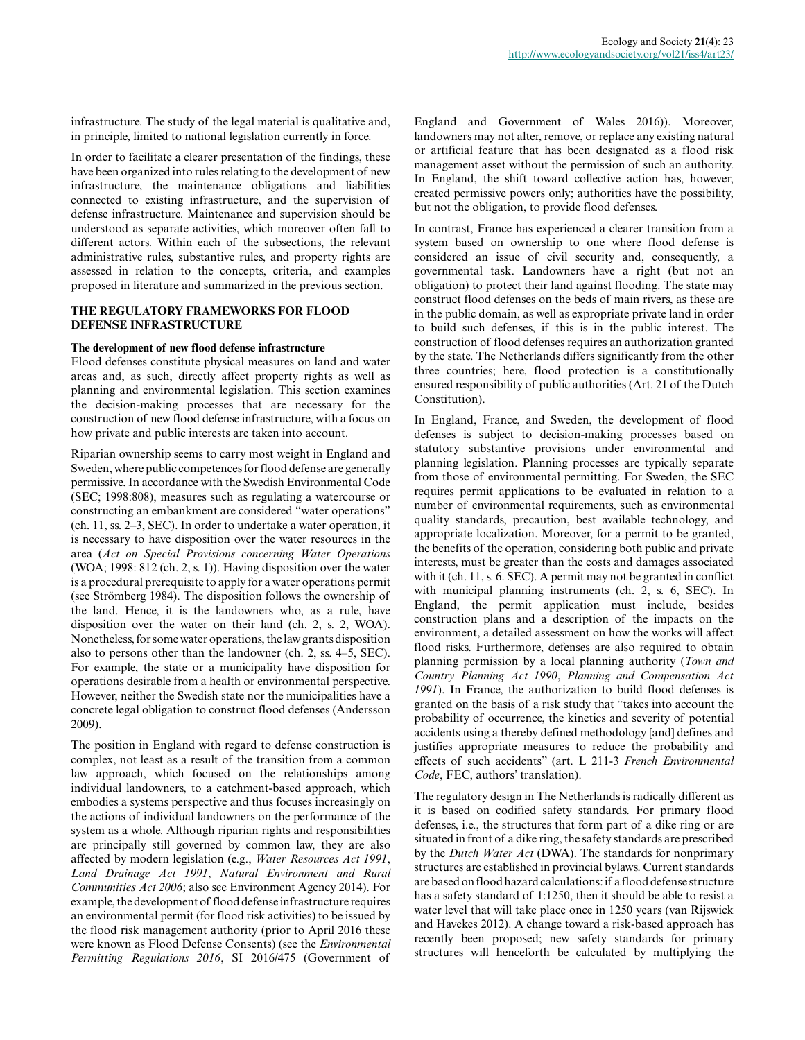infrastructure. The study of the legal material is qualitative and, in principle, limited to national legislation currently in force.

In order to facilitate a clearer presentation of the findings, these have been organized into rules relating to the development of new infrastructure, the maintenance obligations and liabilities connected to existing infrastructure, and the supervision of defense infrastructure. Maintenance and supervision should be understood as separate activities, which moreover often fall to different actors. Within each of the subsections, the relevant administrative rules, substantive rules, and property rights are assessed in relation to the concepts, criteria, and examples proposed in literature and summarized in the previous section.

## THE REGULATORY FRAMEWORKS FOR FLOOD DEFENSE INFRASTRUCTURE

### The development of new flood defense infrastructure

Flood defenses constitute physical measures on land and water areas and, as such, directly affect property rights as well as planning and environmental legislation. This section examines the decision-making processes that are necessary for the construction of new flood defense infrastructure, with a focus on how private and public interests are taken into account.

Riparian ownership seems to carry most weight in England and Sweden, where public competences for flood defense are generally permissive. In accordance with the Swedish Environmental Code (SEC; 1998:808), measures such as regulating a watercourse or constructing an embankment are considered "water operations" (ch. 11, ss. 2–3, SEC). In order to undertake a water operation, it is necessary to have disposition over the water resources in the area (*Act on Special Provisions concerning Water Operations* (WOA; 1998: 812 (ch. 2, s. 1)). Having disposition over the water is a procedural prerequisite to apply for a water operations permit (see Strömberg 1984). The disposition follows the ownership of the land. Hence, it is the landowners who, as a rule, have disposition over the water on their land (ch. 2, s. 2, WOA). Nonetheless, for some water operations, the law grants disposition also to persons other than the landowner (ch. 2, ss. 4–5, SEC). For example, the state or a municipality have disposition for operations desirable from a health or environmental perspective. However, neither the Swedish state nor the municipalities have a concrete legal obligation to construct flood defenses (Andersson 2009).

The position in England with regard to defense construction is complex, not least as a result of the transition from a common law approach, which focused on the relationships among individual landowners, to a catchment-based approach, which embodies a systems perspective and thus focuses increasingly on the actions of individual landowners on the performance of the system as a whole. Although riparian rights and responsibilities are principally still governed by common law, they are also affected by modern legislation (e.g., *Water Resources Act 1991*, *Land Drainage Act 1991*, *Natural Environment and Rural Communities Act 2006*; also see Environment Agency 2014). For example, the development of flood defense infrastructure requires an environmental permit (for flood risk activities) to be issued by the flood risk management authority (prior to April 2016 these were known as Flood Defense Consents) (see the *Environmental Permitting Regulations 2016*, SI 2016/475 (Government of England and Government of Wales 2016)). Moreover, landowners may not alter, remove, or replace any existing natural or artificial feature that has been designated as a flood risk management asset without the permission of such an authority. In England, the shift toward collective action has, however, created permissive powers only; authorities have the possibility, but not the obligation, to provide flood defenses.

In contrast, France has experienced a clearer transition from a system based on ownership to one where flood defense is considered an issue of civil security and, consequently, a governmental task. Landowners have a right (but not an obligation) to protect their land against flooding. The state may construct flood defenses on the beds of main rivers, as these are in the public domain, as well as expropriate private land in order to build such defenses, if this is in the public interest. The construction of flood defenses requires an authorization granted by the state. The Netherlands differs significantly from the other three countries; here, flood protection is a constitutionally ensured responsibility of public authorities (Art. 21 of the Dutch Constitution).

In England, France, and Sweden, the development of flood defenses is subject to decision-making processes based on statutory substantive provisions under environmental and planning legislation. Planning processes are typically separate from those of environmental permitting. For Sweden, the SEC requires permit applications to be evaluated in relation to a number of environmental requirements, such as environmental quality standards, precaution, best available technology, and appropriate localization. Moreover, for a permit to be granted, the benefits of the operation, considering both public and private interests, must be greater than the costs and damages associated with it (ch. 11, s. 6. SEC). A permit may not be granted in conflict with municipal planning instruments (ch. 2, s. 6, SEC). In England, the permit application must include, besides construction plans and a description of the impacts on the environment, a detailed assessment on how the works will affect flood risks. Furthermore, defenses are also required to obtain planning permission by a local planning authority (*Town and Country Planning Act 1990*, *Planning and Compensation Act 1991*). In France, the authorization to build flood defenses is granted on the basis of a risk study that "takes into account the probability of occurrence, the kinetics and severity of potential accidents using a thereby defined methodology [and] defines and justifies appropriate measures to reduce the probability and effects of such accidents" (art. L 211-3 *French Environmental Code*, FEC, authors' translation).

The regulatory design in The Netherlands is radically different as it is based on codified safety standards. For primary flood defenses, i.e., the structures that form part of a dike ring or are situated in front of a dike ring, the safety standards are prescribed by the *Dutch Water Act* (DWA). The standards for nonprimary structures are established in provincial bylaws. Current standards are based on flood hazard calculations: if a flood defense structure has a safety standard of 1:1250, then it should be able to resist a water level that will take place once in 1250 years (van Rijswick and Havekes 2012). A change toward a risk-based approach has recently been proposed; new safety standards for primary structures will henceforth be calculated by multiplying the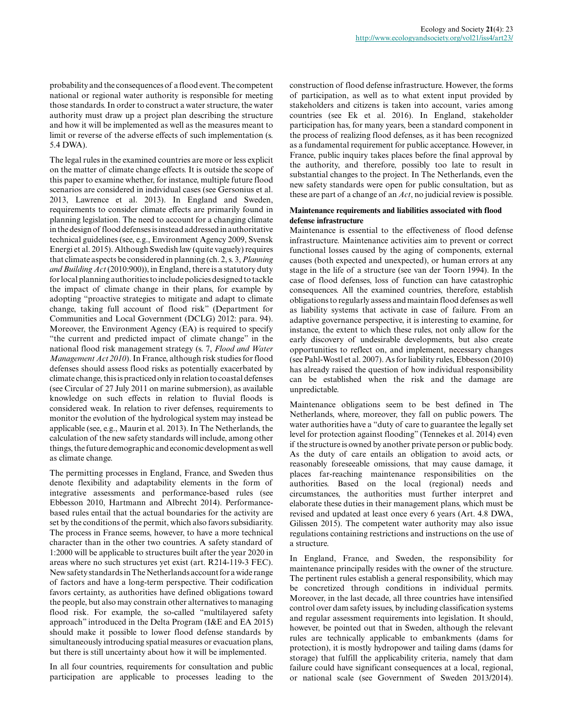probability and the consequences of a flood event. The competent national or regional water authority is responsible for meeting those standards. In order to construct a water structure, the water authority must draw up a project plan describing the structure and how it will be implemented as well as the measures meant to limit or reverse of the adverse effects of such implementation (s. 5.4 DWA).

The legal rules in the examined countries are more or less explicit on the matter of climate change effects. It is outside the scope of this paper to examine whether, for instance, multiple future flood scenarios are considered in individual cases (see Gersonius et al. 2013, Lawrence et al. 2013). In England and Sweden, requirements to consider climate effects are primarily found in planning legislation. The need to account for a changing climate in the design of flood defenses is instead addressed in authoritative technical guidelines (see, e.g., Environment Agency 2009, Svensk Energi et al. 2015). Although Swedish law (quite vaguely) requires that climate aspects be considered in planning (ch. 2, s. 3, *Planning and Building Act* (2010:900)), in England, there is a statutory duty for local planning authorities to include policies designed to tackle the impact of climate change in their plans, for example by adopting "proactive strategies to mitigate and adapt to climate change, taking full account of flood risk" (Department for Communities and Local Government (DCLG) 2012: para. 94). Moreover, the Environment Agency (EA) is required to specify "the current and predicted impact of climate change" in the national flood risk management strategy (s. 7, *Flood and Water Management Act 2010*). In France, although risk studies for flood defenses should assess flood risks as potentially exacerbated by climate change, this is practiced only in relation to coastal defenses (see Circular of 27 July 2011 on marine submersion), as available knowledge on such effects in relation to fluvial floods is considered weak. In relation to river defenses, requirements to monitor the evolution of the hydrological system may instead be applicable (see, e.g., Maurin et al. 2013). In The Netherlands, the calculation of the new safety standards will include, among other things, the future demographic and economic development as well as climate change.

The permitting processes in England, France, and Sweden thus denote flexibility and adaptability elements in the form of integrative assessments and performance-based rules (see Ebbesson 2010, Hartmann and Albrecht 2014). Performance-based rules entail that the actual boundaries for the activity are set by the conditions of the permit, which also favors subsidiarity. The process in France seems, however, to have a more technical character than in the other two countries. A safety standard of 1:2000 will be applicable to structures built after the year 2020 in areas where no such structures yet exist (art. R214-119-3 FEC). New safety standards in The Netherlands account for a wide range of factors and have a long-term perspective. Their codification favors certainty, as authorities have defined obligations toward the people, but also may constrain other alternatives to managing flood risk. For example, the so-called "multilayered safety approach" introduced in the Delta Program (I&E and EA 2015) should make it possible to lower flood defense standards by simultaneously introducing spatial measures or evacuation plans, but there is still uncertainty about how it will be implemented.

In all four countries, requirements for consultation and public participation are applicable to processes leading to the construction of flood defense infrastructure. However, the forms of participation, as well as to what extent input provided by stakeholders and citizens is taken into account, varies among countries (see Ek et al. 2016). In England, stakeholder participation has, for many years, been a standard component in the process of realizing flood defenses, as it has been recognized as a fundamental requirement for public acceptance. However, in France, public inquiry takes places before the final approval by the authority, and therefore, possibly too late to result in substantial changes to the project. In The Netherlands, even the new safety standards were open for public consultation, but as these are part of a change of an *Act*, no judicial review is possible.

#### Maintenance requirements and liabilities associated with flood defense infrastructure

Maintenance is essential to the effectiveness of flood defense infrastructure. Maintenance activities aim to prevent or correct functional losses caused by the aging of components, external causes (both expected and unexpected), or human errors at any stage in the life of a structure (see van der Toorn 1994). In the case of flood defenses, loss of function can have catastrophic consequences. All the examined countries, therefore, establish obligations to regularly assess and maintain flood defenses as well as liability systems that activate in case of failure. From an adaptive governance perspective, it is interesting to examine, for instance, the extent to which these rules, not only allow for the early discovery of undesirable developments, but also create opportunities to reflect on, and implement, necessary changes (see Pahl-Wostl et al. 2007). As for liability rules, Ebbesson (2010) has already raised the question of how individual responsibility can be established when the risk and the damage are unpredictable.

Maintenance obligations seem to be best defined in The Netherlands, where, moreover, they fall on public powers. The water authorities have a "duty of care to guarantee the legally set level for protection against flooding" (Tennekes et al. 2014) even if the structure is owned by another private person or public body. As the duty of care entails an obligation to avoid acts, or reasonably foreseeable omissions, that may cause damage, it places far-reaching maintenance responsibilities on the authorities. Based on the local (regional) needs and circumstances, the authorities must further interpret and elaborate these duties in their management plans, which must be revised and updated at least once every 6 years (Art. 4.8 DWA, Gilissen 2015). The competent water authority may also issue regulations containing restrictions and instructions on the use of a structure.

In England, France, and Sweden, the responsibility for maintenance principally resides with the owner of the structure. The pertinent rules establish a general responsibility, which may be concretized through conditions in individual permits. Moreover, in the last decade, all three countries have intensified control over dam safety issues, by including classification systems and regular assessment requirements into legislation. It should, however, be pointed out that in Sweden, although the relevant rules are technically applicable to embankments (dams for protection), it is mostly hydropower and tailing dams (dams for storage) that fulfill the applicability criteria, namely that dam failure could have significant consequences at a local, regional, or national scale (see Government of Sweden 2013/2014).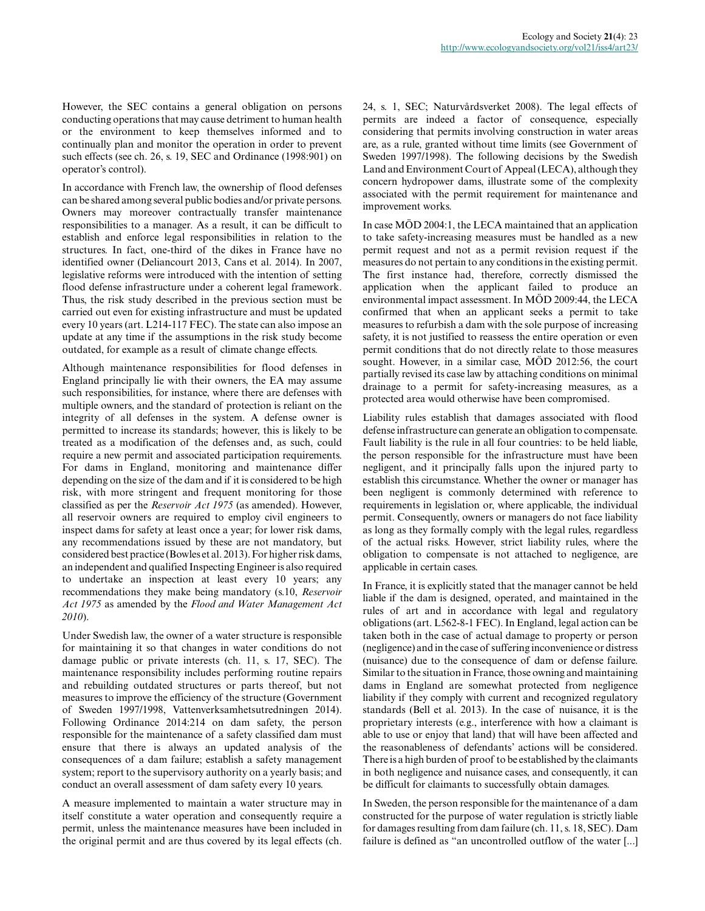However, the SEC contains a general obligation on persons conducting operations that may cause detriment to human health or the environment to keep themselves informed and to continually plan and monitor the operation in order to prevent such effects (see ch. 26, s. 19, SEC and Ordinance (1998:901) on operator's control).

In accordance with French law, the ownership of flood defenses can be shared among several public bodies and/or private persons. Owners may moreover contractually transfer maintenance responsibilities to a manager. As a result, it can be difficult to establish and enforce legal responsibilities in relation to the structures. In fact, one-third of the dikes in France have no identified owner (Deliancourt 2013, Cans et al. 2014). In 2007, legislative reforms were introduced with the intention of setting flood defense infrastructure under a coherent legal framework. Thus, the risk study described in the previous section must be carried out even for existing infrastructure and must be updated every 10 years (art. L214-117 FEC). The state can also impose an update at any time if the assumptions in the risk study become outdated, for example as a result of climate change effects.

Although maintenance responsibilities for flood defenses in England principally lie with their owners, the EA may assume such responsibilities, for instance, where there are defenses with multiple owners, and the standard of protection is reliant on the integrity of all defenses in the system. A defense owner is permitted to increase its standards; however, this is likely to be treated as a modification of the defenses and, as such, could require a new permit and associated participation requirements. For dams in England, monitoring and maintenance differ depending on the size of the dam and if it is considered to be high risk, with more stringent and frequent monitoring for those classified as per the *Reservoir Act 1975* (as amended). However, all reservoir owners are required to employ civil engineers to inspect dams for safety at least once a year; for lower risk dams, any recommendations issued by these are not mandatory, but considered best practice (Bowles et al. 2013). For higher risk dams, an independent and qualified Inspecting Engineer is also required to undertake an inspection at least every 10 years; any recommendations they make being mandatory (s.10, *Reservoir Act 1975* as amended by the *Flood and Water Management Act 2010*).

Under Swedish law, the owner of a water structure is responsible for maintaining it so that changes in water conditions do not damage public or private interests (ch. 11, s. 17, SEC). The maintenance responsibility includes performing routine repairs and rebuilding outdated structures or parts thereof, but not measures to improve the efficiency of the structure (Government of Sweden 1997/1998, Vattenverksamhetsutredningen 2014). Following Ordinance 2014:214 on dam safety, the person responsible for the maintenance of a safety classified dam must ensure that there is always an updated analysis of the consequences of a dam failure; establish a safety management system; report to the supervisory authority on a yearly basis; and conduct an overall assessment of dam safety every 10 years.

A measure implemented to maintain a water structure may in itself constitute a water operation and consequently require a permit, unless the maintenance measures have been included in the original permit and are thus covered by its legal effects (ch. 24, s. 1, SEC; Naturvårdsverket 2008). The legal effects of permits are indeed a factor of consequence, especially considering that permits involving construction in water areas are, as a rule, granted without time limits (see Government of Sweden 1997/1998). The following decisions by the Swedish Land and Environment Court of Appeal (LECA), although they concern hydropower dams, illustrate some of the complexity associated with the permit requirement for maintenance and improvement works.

In case MÖD 2004:1, the LECA maintained that an application to take safety-increasing measures must be handled as a new permit request and not as a permit revision request if the measures do not pertain to any conditions in the existing permit. The first instance had, therefore, correctly dismissed the application when the applicant failed to produce an environmental impact assessment. In MÖD 2009:44, the LECA confirmed that when an applicant seeks a permit to take measures to refurbish a dam with the sole purpose of increasing safety, it is not justified to reassess the entire operation or even permit conditions that do not directly relate to those measures sought. However, in a similar case, MÖD 2012:56, the court partially revised its case law by attaching conditions on minimal drainage to a permit for safety-increasing measures, as a protected area would otherwise have been compromised.

Liability rules establish that damages associated with flood defense infrastructure can generate an obligation to compensate. Fault liability is the rule in all four countries: to be held liable, the person responsible for the infrastructure must have been negligent, and it principally falls upon the injured party to establish this circumstance. Whether the owner or manager has been negligent is commonly determined with reference to requirements in legislation or, where applicable, the individual permit. Consequently, owners or managers do not face liability as long as they formally comply with the legal rules, regardless of the actual risks. However, strict liability rules, where the obligation to compensate is not attached to negligence, are applicable in certain cases.

In France, it is explicitly stated that the manager cannot be held liable if the dam is designed, operated, and maintained in the rules of art and in accordance with legal and regulatory obligations (art. L562-8-1 FEC). In England, legal action can be taken both in the case of actual damage to property or person (negligence) and in the case of suffering inconvenience or distress (nuisance) due to the consequence of dam or defense failure. Similar to the situation in France, those owning and maintaining dams in England are somewhat protected from negligence liability if they comply with current and recognized regulatory standards (Bell et al. 2013). In the case of nuisance, it is the proprietary interests (e.g., interference with how a claimant is able to use or enjoy that land) that will have been affected and the reasonableness of defendants' actions will be considered. There is a high burden of proof to be established by the claimants in both negligence and nuisance cases, and consequently, it can be difficult for claimants to successfully obtain damages.

In Sweden, the person responsible for the maintenance of a dam constructed for the purpose of water regulation is strictly liable for damages resulting from dam failure (ch. 11, s. 18, SEC). Dam failure is defined as "an uncontrolled outflow of the water [...]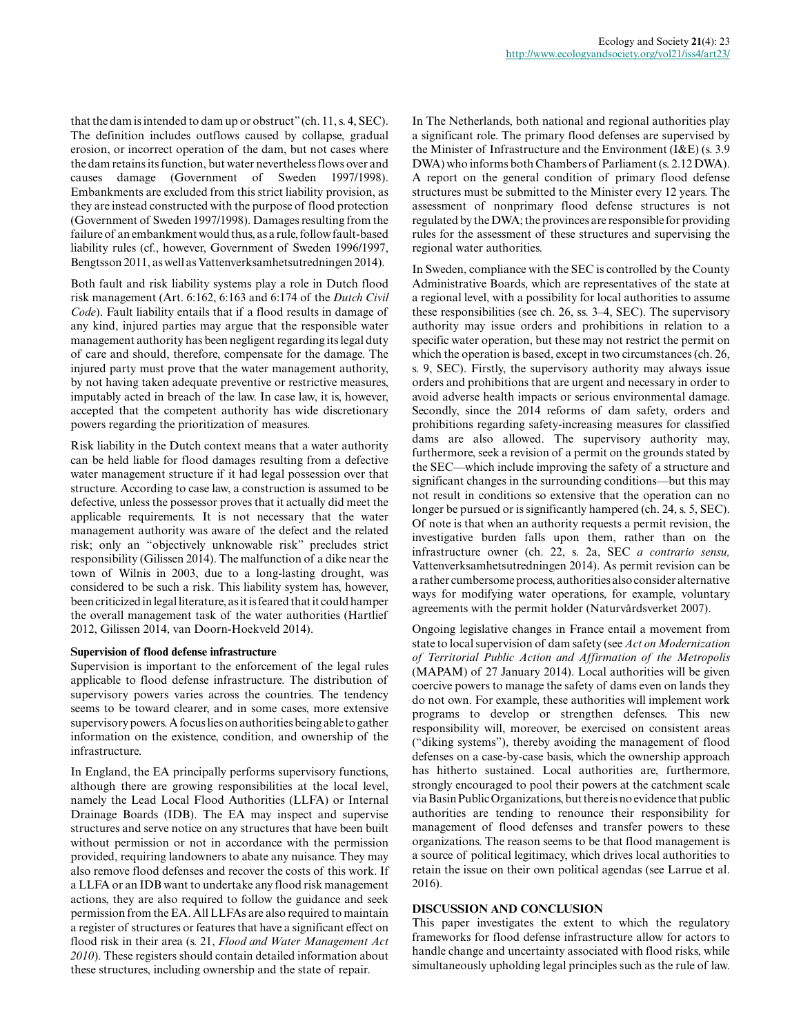that the dam is intended to dam up or obstruct" (ch. 11, s. 4, SEC). The definition includes outflows caused by collapse, gradual erosion, or incorrect operation of the dam, but not cases where the dam retains its function, but water nevertheless flows over and causes damage (Government of Sweden 1997/1998). Embankments are excluded from this strict liability provision, as they are instead constructed with the purpose of flood protection (Government of Sweden 1997/1998). Damages resulting from the failure of an embankment would thus, as a rule, follow fault-based liability rules (cf., however, Government of Sweden 1996/1997, Bengtsson 2011, as well as Vattenverksamhetsutredningen 2014).

Both fault and risk liability systems play a role in Dutch flood risk management (Art. 6:162, 6:163 and 6:174 of the *Dutch Civil Code*). Fault liability entails that if a flood results in damage of any kind, injured parties may argue that the responsible water management authority has been negligent regarding its legal duty of care and should, therefore, compensate for the damage. The injured party must prove that the water management authority, by not having taken adequate preventive or restrictive measures, imputably acted in breach of the law. In case law, it is, however, accepted that the competent authority has wide discretionary powers regarding the prioritization of measures.

Risk liability in the Dutch context means that a water authority can be held liable for flood damages resulting from a defective water management structure if it had legal possession over that structure. According to case law, a construction is assumed to be defective, unless the possessor proves that it actually did meet the applicable requirements. It is not necessary that the water management authority was aware of the defect and the related risk; only an "objectively unknowable risk" precludes strict responsibility (Gilissen 2014). The malfunction of a dike near the town of Wilnis in 2003, due to a long-lasting drought, was considered to be such a risk. This liability system has, however, been criticized in legal literature, as it is feared that it could hamper the overall management task of the water authorities (Hartlief 2012, Gilissen 2014, van Doorn-Hoekveld 2014).

**Supervision of flood defense infrastructure**

Supervision is important to the enforcement of the legal rules applicable to flood defense infrastructure. The distribution of supervisory powers varies across the countries. The tendency seems to be toward clearer, and in some cases, more extensive supervisory powers. A focus lies on authorities being able to gather information on the existence, condition, and ownership of the infrastructure.

In England, the EA principally performs supervisory functions, although there are growing responsibilities at the local level, namely the Lead Local Flood Authorities (LLFA) or Internal Drainage Boards (IDB). The EA may inspect and supervise structures and serve notice on any structures that have been built without permission or not in accordance with the permission provided, requiring landowners to abate any nuisance. They may also remove flood defenses and recover the costs of this work. If a LLFA or an IDB want to undertake any flood risk management actions, they are also required to follow the guidance and seek permission from the EA. All LLFAs are also required to maintain a register of structures or features that have a significant effect on flood risk in their area (s. 21, *Flood and Water Management Act 2010*). These registers should contain detailed information about these structures, including ownership and the state of repair.

In The Netherlands, both national and regional authorities play a significant role. The primary flood defenses are supervised by the Minister of Infrastructure and the Environment (I&E) (s. 3.9 DWA) who informs both Chambers of Parliament (s. 2.12 DWA). A report on the general condition of primary flood defense structures must be submitted to the Minister every 12 years. The assessment of nonprimary flood defense structures is not regulated by the DWA; the provinces are responsible for providing rules for the assessment of these structures and supervising the regional water authorities.

In Sweden, compliance with the SEC is controlled by the County Administrative Boards, which are representatives of the state at a regional level, with a possibility for local authorities to assume these responsibilities (see ch. 26, ss. 3–4, SEC). The supervisory authority may issue orders and prohibitions in relation to a specific water operation, but these may not restrict the permit on which the operation is based, except in two circumstances (ch. 26, s. 9, SEC). Firstly, the supervisory authority may always issue orders and prohibitions that are urgent and necessary in order to avoid adverse health impacts or serious environmental damage. Secondly, since the 2014 reforms of dam safety, orders and prohibitions regarding safety-increasing measures for classified dams are also allowed. The supervisory authority may, furthermore, seek a revision of a permit on the grounds stated by the SEC—which include improving the safety of a structure and significant changes in the surrounding conditions—but this may not result in conditions so extensive that the operation can no longer be pursued or is significantly hampered (ch. 24, s. 5, SEC). Of note is that when an authority requests a permit revision, the investigative burden falls upon them, rather than on the infrastructure owner (ch. 22, s. 2a, SEC *a contrario sensu,* Vattenverksamhetsutredningen 2014). As permit revision can be a rather cumbersome process, authorities also consider alternative ways for modifying water operations, for example, voluntary agreements with the permit holder (Naturvårdsverket 2007).

Ongoing legislative changes in France entail a movement from state to local supervision of dam safety (see *Act on Modernization of Territorial Public Action and Affirmation of the Metropolis* (MAPAM) of 27 January 2014). Local authorities will be given coercive powers to manage the safety of dams even on lands they do not own. For example, these authorities will implement work programs to develop or strengthen defenses. This new responsibility will, moreover, be exercised on consistent areas ("diking systems"), thereby avoiding the management of flood defenses on a case-by-case basis, which the ownership approach has hitherto sustained. Local authorities are, furthermore, strongly encouraged to pool their powers at the catchment scale via Basin Public Organizations, but there is no evidence that public authorities are tending to renounce their responsibility for management of flood defenses and transfer powers to these organizations. The reason seems to be that flood management is a source of political legitimacy, which drives local authorities to retain the issue on their own political agendas (see Larrue et al. 2016).

## DISCUSSION AND CONCLUSION

This paper investigates the extent to which the regulatory frameworks for flood defense infrastructure allow for actors to handle change and uncertainty associated with flood risks, while simultaneously upholding legal principles such as the rule of law.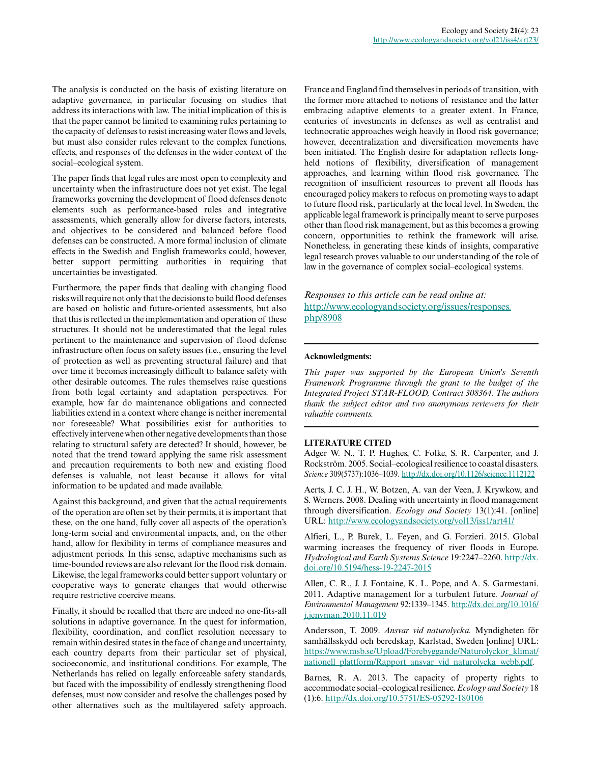The analysis is conducted on the basis of existing literature on adaptive governance, in particular focusing on studies that address its interactions with law. The initial implication of this is that the paper cannot be limited to examining rules pertaining to the capacity of defenses to resist increasing water flows and levels, but must also consider rules relevant to the complex functions, effects, and responses of the defenses in the wider context of the social–ecological system.

The paper finds that legal rules are most open to complexity and uncertainty when the infrastructure does not yet exist. The legal frameworks governing the development of flood defenses denote elements such as performance-based rules and integrative assessments, which generally allow for diverse factors, interests, and objectives to be considered and balanced before flood defenses can be constructed. A more formal inclusion of climate effects in the Swedish and English frameworks could, however, better support permitting authorities in requiring that uncertainties be investigated.

Furthermore, the paper finds that dealing with changing flood risks will require not only that the decisions to build flood defenses are based on holistic and future-oriented assessments, but also that this is reflected in the implementation and operation of these structures. It should not be underestimated that the legal rules pertinent to the maintenance and supervision of flood defense infrastructure often focus on safety issues (i.e., ensuring the level of protection as well as preventing structural failure) and that over time it becomes increasingly difficult to balance safety with other desirable outcomes. The rules themselves raise questions from both legal certainty and adaptation perspectives. For example, how far do maintenance obligations and connected liabilities extend in a context where change is neither incremental nor foreseeable? What possibilities exist for authorities to effectively intervene when other negative developments than those relating to structural safety are detected? It should, however, be noted that the trend toward applying the same risk assessment and precaution requirements to both new and existing flood defenses is valuable, not least because it allows for vital information to be updated and made available.

Against this background, and given that the actual requirements of the operation are often set by their permits, it is important that these, on the one hand, fully cover all aspects of the operation's long-term social and environmental impacts, and, on the other hand, allow for flexibility in terms of compliance measures and adjustment periods. In this sense, adaptive mechanisms such as time-bounded reviews are also relevant for the flood risk domain. Likewise, the legal frameworks could better support voluntary or cooperative ways to generate changes that would otherwise require restrictive coercive means.

Finally, it should be recalled that there are indeed no one-fits-all solutions in adaptive governance. In the quest for information, flexibility, coordination, and conflict resolution necessary to remain within desired states in the face of change and uncertainty, each country departs from their particular set of physical, socioeconomic, and institutional conditions. For example, The Netherlands has relied on legally enforceable safety standards, but faced with the impossibility of endlessly strengthening flood defenses, must now consider and resolve the challenges posed by other alternatives such as the multilayered safety approach. France and England find themselves in periods of transition, with the former more attached to notions of resistance and the latter embracing adaptive elements to a greater extent. In France, centuries of investments in defenses as well as centralist and technocratic approaches weigh heavily in flood risk governance; however, decentralization and diversification movements have been initiated. The English desire for adaptation reflects long-held notions of flexibility, diversification of management approaches, and learning within flood risk governance. The recognition of insufficient resources to prevent all floods has encouraged policy makers to refocus on promoting ways to adapt to future flood risk, particularly at the local level. In Sweden, the applicable legal framework is principally meant to serve purposes other than flood risk management, but as this becomes a growing concern, opportunities to rethink the framework will arise. Nonetheless, in generating these kinds of insights, comparative legal research proves valuable to our understanding of the role of law in the governance of complex social–ecological systems.

*Responses to this article can be read online at:*
http://www.ecologyandsociety.org/issues/responses.php/8908

---

**Acknowledgments:**

*This paper was supported by the European Union's Seventh Framework Programme through the grant to the budget of the Integrated Project STAR-FLOOD, Contract 308364. The authors thank the subject editor and two anonymous reviewers for their valuable comments.*

---

## LITERATURE CITED

Adger W. N., T. P. Hughes, C. Folke, S. R. Carpenter, and J. Rockström. 2005. Social–ecological resilience to coastal disasters. *Science* 309(5737):1036–1039. http://dx.doi.org/10.1126/science.1112122

Aerts, J. C. J. H., W. Botzen, A. van der Veen, J. Krywkow, and S. Werners. 2008. Dealing with uncertainty in flood management through diversification. *Ecology and Society* 13(1):41. [online] URL: http://www.ecologyandsociety.org/vol13/iss1/art41/

Alfieri, L., P. Burek, L. Feyen, and G. Forzieri. 2015. Global warming increases the frequency of river floods in Europe. *Hydrological and Earth Systems Science* 19:2247–2260. http://dx.doi.org/10.5194/hess-19-2247-2015

Allen, C. R., J. J. Fontaine, K. L. Pope, and A. S. Garmestani. 2011. Adaptive management for a turbulent future. *Journal of Environmental Management* 92:1339–1345. http://dx.doi.org/10.1016/j.jenvman.2010.11.019

Andersson, T. 2009. *Ansvar vid naturolycka.* Myndigheten för samhällsskydd och beredskap, Karlstad, Sweden [online] URL: https://www.msb.se/Upload/Forebyggande/Naturolyckor_klimat/nationell_plattform/Rapport_ansvar_vid_naturolycka_webb.pdf.

Barnes, R. A. 2013. The capacity of property rights to accommodate social–ecological resilience. *Ecology and Society* 18 (1):6. http://dx.doi.org/10.5751/ES-05292-180106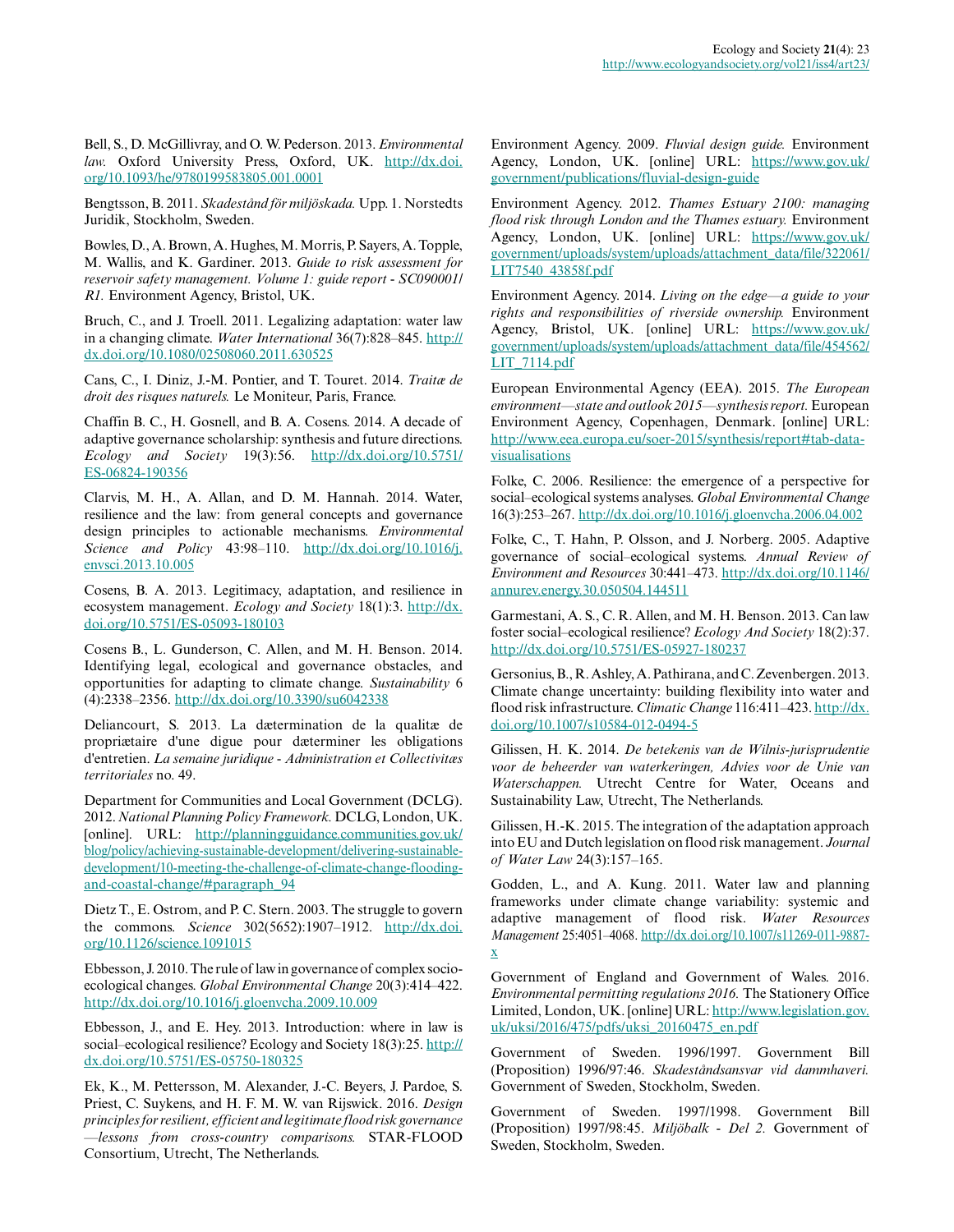Bell, S., D. McGillivray, and O. W. Pederson. 2013. *Environmental law.* Oxford University Press, Oxford, UK. http://dx.doi.org/10.1093/he/9780199583805.001.0001

Bengtsson, B. 2011. *Skadestånd för miljöskada.* Upp. 1. Norstedts Juridik, Stockholm, Sweden.

Bowles, D., A. Brown, A. Hughes, M. Morris, P. Sayers, A. Topple, M. Wallis, and K. Gardiner. 2013. *Guide to risk assessment for reservoir safety management. Volume 1: guide report - SC090001/R1.* Environment Agency, Bristol, UK.

Bruch, C., and J. Troell. 2011. Legalizing adaptation: water law in a changing climate. *Water International* 36(7):828–845. http://dx.doi.org/10.1080/02508060.2011.630525

Cans, C., I. Diniz, J.-M. Pontier, and T. Touret. 2014. *Traitæ de droit des risques naturels.* Le Moniteur, Paris, France.

Chaffin B. C., H. Gosnell, and B. A. Cosens. 2014. A decade of adaptive governance scholarship: synthesis and future directions. *Ecology and Society* 19(3):56. http://dx.doi.org/10.5751/ES-06824-190356

Clarvis, M. H., A. Allan, and D. M. Hannah. 2014. Water, resilience and the law: from general concepts and governance design principles to actionable mechanisms. *Environmental Science and Policy* 43:98–110. http://dx.doi.org/10.1016/j.envsci.2013.10.005

Cosens, B. A. 2013. Legitimacy, adaptation, and resilience in ecosystem management. *Ecology and Society* 18(1):3. http://dx.doi.org/10.5751/ES-05093-180103

Cosens B., L. Gunderson, C. Allen, and M. H. Benson. 2014. Identifying legal, ecological and governance obstacles, and opportunities for adapting to climate change. *Sustainability* 6 (4):2338–2356. http://dx.doi.org/10.3390/su6042338

Deliancourt, S. 2013. La dætermination de la qualitæ de propriætaire d'une digue pour dæterminer les obligations d'entretien. *La semaine juridique - Administration et Collectivitæs territoriales* no. 49.

Department for Communities and Local Government (DCLG). 2012. *National Planning Policy Framework.* DCLG, London, UK. [online]. URL: http://planningguidance.communities.gov.uk/blog/policy/achieving-sustainable-development/delivering-sustainable-development/10-meeting-the-challenge-of-climate-change-flooding-and-coastal-change/#paragraph_94

Dietz T., E. Ostrom, and P. C. Stern. 2003. The struggle to govern the commons. *Science* 302(5652):1907–1912. http://dx.doi.org/10.1126/science.1091015

Ebbesson, J. 2010. The rule of law in governance of complex socio-ecological changes. *Global Environmental Change* 20(3):414–422. http://dx.doi.org/10.1016/j.gloenvcha.2009.10.009

Ebbesson, J., and E. Hey. 2013. Introduction: where in law is social–ecological resilience? Ecology and Society 18(3):25. http://dx.doi.org/10.5751/ES-05750-180325

Ek, K., M. Pettersson, M. Alexander, J.-C. Beyers, J. Pardoe, S. Priest, C. Suykens, and H. F. M. W. van Rijswick. 2016. *Design principles for resilient, efficient and legitimate flood risk governance—lessons from cross-country comparisons.* STAR-FLOOD Consortium, Utrecht, The Netherlands.

Environment Agency. 2009. *Fluvial design guide.* Environment Agency, London, UK. [online] URL: https://www.gov.uk/government/publications/fluvial-design-guide

Environment Agency. 2012. *Thames Estuary 2100: managing flood risk through London and the Thames estuary.* Environment Agency, London, UK. [online] URL: https://www.gov.uk/government/uploads/system/uploads/attachment_data/file/322061/LIT7540_43858f.pdf

Environment Agency. 2014. *Living on the edge—a guide to your rights and responsibilities of riverside ownership.* Environment Agency, Bristol, UK. [online] URL: https://www.gov.uk/government/uploads/system/uploads/attachment_data/file/454562/LIT_7114.pdf

European Environmental Agency (EEA). 2015. *The European environment—state and outlook 2015—synthesis report.* European Environment Agency, Copenhagen, Denmark. [online] URL: http://www.eea.europa.eu/soer-2015/synthesis/report#tab-data-visualisations

Folke, C. 2006. Resilience: the emergence of a perspective for social–ecological systems analyses. *Global Environmental Change* 16(3):253–267. http://dx.doi.org/10.1016/j.gloenvcha.2006.04.002

Folke, C., T. Hahn, P. Olsson, and J. Norberg. 2005. Adaptive governance of social–ecological systems. *Annual Review of Environment and Resources* 30:441–473. http://dx.doi.org/10.1146/annurev.energy.30.050504.144511

Garmestani, A. S., C. R. Allen, and M. H. Benson. 2013. Can law foster social–ecological resilience? *Ecology And Society* 18(2):37. http://dx.doi.org/10.5751/ES-05927-180237

Gersonius, B., R. Ashley, A. Pathirana, and C. Zevenbergen. 2013. Climate change uncertainty: building flexibility into water and flood risk infrastructure. *Climatic Change* 116:411–423. http://dx.doi.org/10.1007/s10584-012-0494-5

Gilissen, H. K. 2014. *De betekenis van de Wilnis-jurisprudentie voor de beheerder van waterkeringen, Advies voor de Unie van Waterschappen.* Utrecht Centre for Water, Oceans and Sustainability Law, Utrecht, The Netherlands.

Gilissen, H.-K. 2015. The integration of the adaptation approach into EU and Dutch legislation on flood risk management. *Journal of Water Law* 24(3):157–165.

Godden, L., and A. Kung. 2011. Water law and planning frameworks under climate change variability: systemic and adaptive management of flood risk. *Water Resources Management* 25:4051–4068. http://dx.doi.org/10.1007/s11269-011-9887-x

Government of England and Government of Wales. 2016. *Environmental permitting regulations 2016.* The Stationery Office Limited, London, UK. [online] URL: http://www.legislation.gov.uk/uksi/2016/475/pdfs/uksi_20160475_en.pdf

Government of Sweden. 1996/1997. Government Bill (Proposition) 1996/97:46. *Skadeståndsansvar vid dammhaveri.* Government of Sweden, Stockholm, Sweden.

Government of Sweden. 1997/1998. Government Bill (Proposition) 1997/98:45. *Miljöbalk - Del 2.* Government of Sweden, Stockholm, Sweden.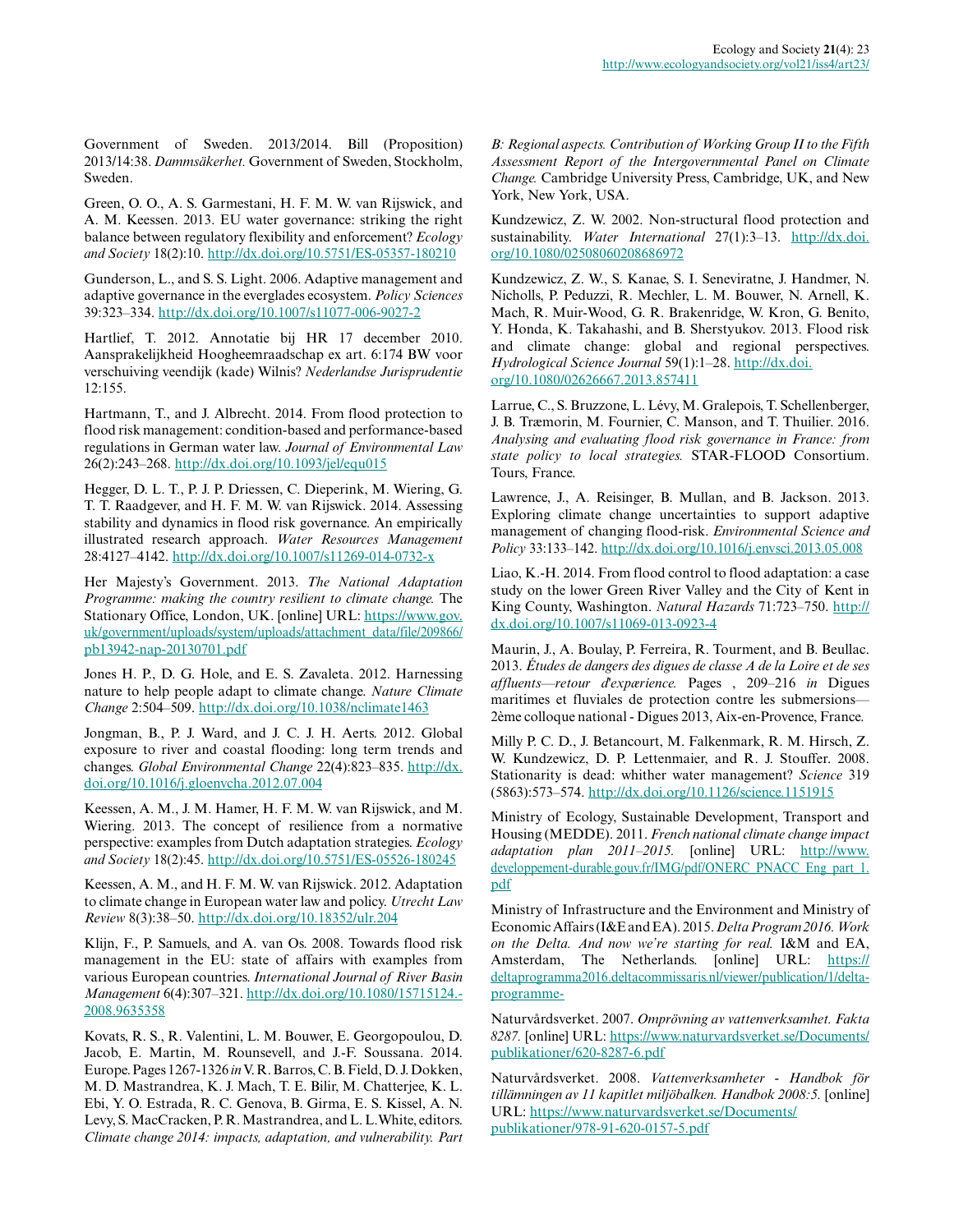Government of Sweden. 2013/2014. Bill (Proposition) 2013/14:38. *Dammsäkerhet.* Government of Sweden, Stockholm, Sweden.

Green, O. O., A. S. Garmestani, H. F. M. W. van Rijswick, and A. M. Keessen. 2013. EU water governance: striking the right balance between regulatory flexibility and enforcement? *Ecology and Society* 18(2):10. http://dx.doi.org/10.5751/ES-05357-180210

Gunderson, L., and S. S. Light. 2006. Adaptive management and adaptive governance in the everglades ecosystem. *Policy Sciences* 39:323–334. http://dx.doi.org/10.1007/s11077-006-9027-2

Hartlief, T. 2012. Annotatie bij HR 17 december 2010. Aansprakelijkheid Hoogheemraadschap ex art. 6:174 BW voor verschuiving veendijk (kade) Wilnis? *Nederlandse Jurisprudentie* 12:155.

Hartmann, T., and J. Albrecht. 2014. From flood protection to flood risk management: condition-based and performance-based regulations in German water law. *Journal of Environmental Law* 26(2):243–268. http://dx.doi.org/10.1093/jel/equ015

Hegger, D. L. T., P. J. P. Driessen, C. Dieperink, M. Wiering, G. T. T. Raadgever, and H. F. M. W. van Rijswick. 2014. Assessing stability and dynamics in flood risk governance. An empirically illustrated research approach. *Water Resources Management* 28:4127–4142. http://dx.doi.org/10.1007/s11269-014-0732-x

Her Majesty's Government. 2013. *The National Adaptation Programme: making the country resilient to climate change.* The Stationary Office, London, UK. [online] URL: https://www.gov.uk/government/uploads/system/uploads/attachment_data/file/209866/pb13942-nap-20130701.pdf

Jones H. P., D. G. Hole, and E. S. Zavaleta. 2012. Harnessing nature to help people adapt to climate change. *Nature Climate Change* 2:504–509. http://dx.doi.org/10.1038/nclimate1463

Jongman, B., P. J. Ward, and J. C. J. H. Aerts. 2012. Global exposure to river and coastal flooding: long term trends and changes. *Global Environmental Change* 22(4):823–835. http://dx.doi.org/10.1016/j.gloenvcha.2012.07.004

Keessen, A. M., J. M. Hamer, H. F. M. W. van Rijswick, and M. Wiering. 2013. The concept of resilience from a normative perspective: examples from Dutch adaptation strategies. *Ecology and Society* 18(2):45. http://dx.doi.org/10.5751/ES-05526-180245

Keessen, A. M., and H. F. M. W. van Rijswick. 2012. Adaptation to climate change in European water law and policy. *Utrecht Law Review* 8(3):38–50. http://dx.doi.org/10.18352/ulr.204

Klijn, F., P. Samuels, and A. van Os. 2008. Towards flood risk management in the EU: state of affairs with examples from various European countries. *International Journal of River Basin Management* 6(4):307–321. http://dx.doi.org/10.1080/15715124.2008.9635358

Kovats, R. S., R. Valentini, L. M. Bouwer, E. Georgopoulou, D. Jacob, E. Martin, M. Rounsevell, and J.-F. Soussana. 2014. Europe. Pages 1267-1326 *in* V. R. Barros, C. B. Field, D. J. Dokken, M. D. Mastrandrea, K. J. Mach, T. E. Bilir, M. Chatterjee, K. L. Ebi, Y. O. Estrada, R. C. Genova, B. Girma, E. S. Kissel, A. N. Levy, S. MacCracken, P. R. Mastrandrea, and L. L.White, editors. *Climate change 2014: impacts, adaptation, and vulnerability. Part B: Regional aspects. Contribution of Working Group II to the Fifth Assessment Report of the Intergovernmental Panel on Climate Change.* Cambridge University Press, Cambridge, UK, and New York, New York, USA.

Kundzewicz, Z. W. 2002. Non-structural flood protection and sustainability. *Water International* 27(1):3–13. http://dx.doi.org/10.1080/02508060208686972

Kundzewicz, Z. W., S. Kanae, S. I. Seneviratne, J. Handmer, N. Nicholls, P. Peduzzi, R. Mechler, L. M. Bouwer, N. Arnell, K. Mach, R. Muir-Wood, G. R. Brakenridge, W. Kron, G. Benito, Y. Honda, K. Takahashi, and B. Sherstyukov. 2013. Flood risk and climate change: global and regional perspectives. *Hydrological Science Journal* 59(1):1–28. http://dx.doi.org/10.1080/02626667.2013.857411

Larrue, C., S. Bruzzone, L. Lévy, M. Gralepois, T. Schellenberger, J. B. Træmorin, M. Fournier, C. Manson, and T. Thuilier. 2016. *Analysing and evaluating flood risk governance in France: from state policy to local strategies.* STAR-FLOOD Consortium. Tours, France.

Lawrence, J., A. Reisinger, B. Mullan, and B. Jackson. 2013. Exploring climate change uncertainties to support adaptive management of changing flood-risk. *Environmental Science and Policy* 33:133–142. http://dx.doi.org/10.1016/j.envsci.2013.05.008

Liao, K.-H. 2014. From flood control to flood adaptation: a case study on the lower Green River Valley and the City of Kent in King County, Washington. *Natural Hazards* 71:723–750. http://dx.doi.org/10.1007/s11069-013-0923-4

Maurin, J., A. Boulay, P. Ferreira, R. Tourment, and B. Beullac. 2013. *Études de dangers des digues de classe A de la Loire et de ses affluents—retour d'expærience.* Pages , 209–216 *in* Digues maritimes et fluviales de protection contre les submersions—2ème colloque national - Digues 2013, Aix-en-Provence, France.

Milly P. C. D., J. Betancourt, M. Falkenmark, R. M. Hirsch, Z. W. Kundzewicz, D. P. Lettenmaier, and R. J. Stouffer. 2008. Stationarity is dead: whither water management? *Science* 319 (5863):573–574. http://dx.doi.org/10.1126/science.1151915

Ministry of Ecology, Sustainable Development, Transport and Housing (MEDDE). 2011. *French national climate change impact adaptation plan 2011–2015.* [online] URL: http://www.developpement-durable.gouv.fr/IMG/pdf/ONERC_PNACC_Eng_part_1.pdf

Ministry of Infrastructure and the Environment and Ministry of Economic Affairs (I&E and EA). 2015. *Delta Program 2016. Work on the Delta. And now we're starting for real.* I&M and EA, Amsterdam, The Netherlands. [online] URL: https://deltaprogramma2016.deltacommissaris.nl/viewer/publication/1/delta-programme-

Naturvårdsverket. 2007. *Omprövning av vattenverksamhet. Fakta 8287.* [online] URL: https://www.naturvardsverket.se/Documents/publikationer/620-8287-6.pdf

Naturvårdsverket. 2008. *Vattenverksamheter - Handbok för tillämningen av 11 kapitlet miljöbalken. Handbok 2008:5.* [online] URL: https://www.naturvardsverket.se/Documents/publikationer/978-91-620-0157-5.pdf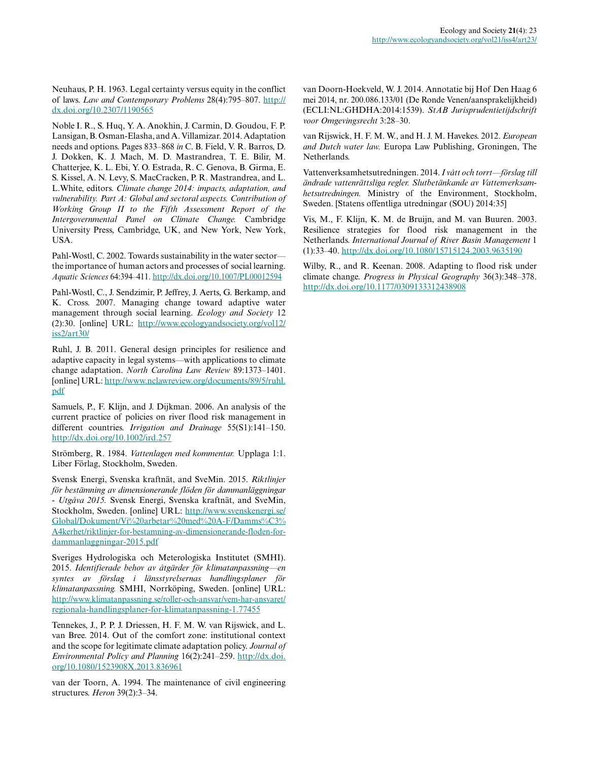Neuhaus, P. H. 1963. Legal certainty versus equity in the conflict of laws. *Law and Contemporary Problems* 28(4):795–807. http://dx.doi.org/10.2307/1190565

Noble I. R., S. Huq, Y. A. Anokhin, J. Carmin, D. Goudou, F. P. Lansigan, B. Osman-Elasha, and A. Villamizar. 2014. Adaptation needs and options. Pages 833–868 *in* C. B. Field, V. R. Barros, D. J. Dokken, K. J. Mach, M. D. Mastrandrea, T. E. Bilir, M. Chatterjee, K. L. Ebi, Y. O. Estrada, R. C. Genova, B. Girma, E. S. Kissel, A. N. Levy, S. MacCracken, P. R. Mastrandrea, and L. L.White, editors. *Climate change 2014: impacts, adaptation, and vulnerability. Part A: Global and sectoral aspects. Contribution of Working Group II to the Fifth Assessment Report of the Intergovernmental Panel on Climate Change.* Cambridge University Press, Cambridge, UK, and New York, New York, USA.

Pahl-Wostl, C. 2002. Towards sustainability in the water sector—the importance of human actors and processes of social learning. *Aquatic Sciences* 64:394–411. http://dx.doi.org/10.1007/PL00012594

Pahl-Wostl, C., J. Sendzimir, P. Jeffrey, J. Aerts, G. Berkamp, and K. Cross. 2007. Managing change toward adaptive water management through social learning. *Ecology and Society* 12 (2):30. [online] URL: http://www.ecologyandsociety.org/vol12/iss2/art30/

Ruhl, J. B. 2011. General design principles for resilience and adaptive capacity in legal systems—with applications to climate change adaptation. *North Carolina Law Review* 89:1373–1401. [online] URL: http://www.nclawreview.org/documents/89/5/ruhl.pdf

Samuels, P., F. Klijn, and J. Dijkman. 2006. An analysis of the current practice of policies on river flood risk management in different countries. *Irrigation and Drainage* 55(S1):141–150. http://dx.doi.org/10.1002/ird.257

Strömberg, R. 1984. *Vattenlagen med kommentar.* Upplaga 1:1. Liber Förlag, Stockholm, Sweden.

Svensk Energi, Svenska kraftnät, and SveMin. 2015. *Riktlinjer för bestämning av dimensionerande flöden för dammanläggningar - Utgåva 2015.* Svensk Energi, Svenska kraftnät, and SveMin, Stockholm, Sweden. [online] URL: http://www.svenskenergi.se/Global/Dokument/Vi%20arbetar%20med%20A-F/Damms%C3%A4kerhet/riktlinjer-for-bestamning-av-dimensionerande-floden-for-dammanlaggningar-2015.pdf

Sveriges Hydrologiska och Meterologiska Institutet (SMHI). 2015. *Identifierade behov av åtgärder för klimatanpassning—en syntes av förslag i länsstyrelsernas handlingsplaner för klimatanpassning.* SMHI, Norrköping, Sweden. [online] URL: http://www.klimatanpassning.se/roller-och-ansvar/vem-har-ansvaret/regionala-handlingsplaner-for-klimatanpassning-1.77455

Tennekes, J., P. P. J. Driessen, H. F. M. W. van Rijswick, and L. van Bree. 2014. Out of the comfort zone: institutional context and the scope for legitimate climate adaptation policy. *Journal of Environmental Policy and Planning* 16(2):241–259. http://dx.doi.org/10.1080/1523908X.2013.836961

van der Toorn, A. 1994. The maintenance of civil engineering structures. *Heron* 39(2):3–34.

van Doorn-Hoekveld, W. J. 2014. Annotatie bij Hof Den Haag 6 mei 2014, nr. 200.086.133/01 (De Ronde Venen/aansprakelijkheid) (ECLI:NL:GHDHA:2014:1539). *StAB Jurisprudentietijdschrift voor Omgevingsrecht* 3:28–30.

van Rijswick, H. F. M. W., and H. J. M. Havekes. 2012. *European and Dutch water law.* Europa Law Publishing, Groningen, The Netherlands.

Vattenverksamhetsutredningen. 2014. *I vått och torrt—förslag till ändrade vattenrättsliga regler. Slutbetänkande av Vattenverksamhetsutredningen.* Ministry of the Environment, Stockholm, Sweden. [Statens offentliga utredningar (SOU) 2014:35]

Vis, M., F. Klijn, K. M. de Bruijn, and M. van Buuren. 2003. Resilience strategies for flood risk management in the Netherlands. *International Journal of River Basin Management* 1 (1):33–40. http://dx.doi.org/10.1080/15715124.2003.9635190

Wilby, R., and R. Keenan. 2008. Adapting to flood risk under climate change. *Progress in Physical Geography* 36(3):348–378. http://dx.doi.org/10.1177/0309133312438908